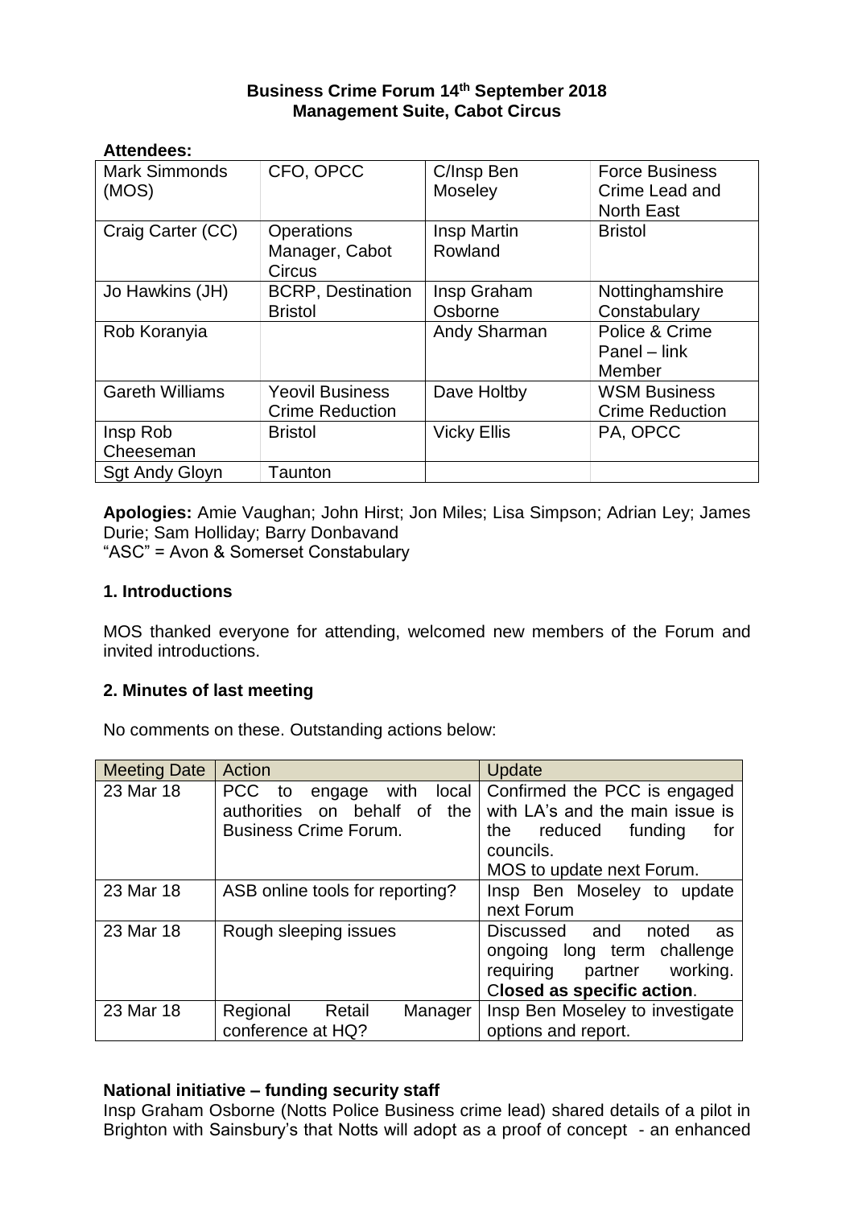**Business Crime Forum 14th September 2018**
**Management Suite, Cabot Circus**

**Attendees:**

| | | | |
|---|---|---|---|
| Mark Simmonds (MOS) | CFO, OPCC | C/Insp Ben Moseley | Force Business Crime Lead and North East |
| Craig Carter (CC) | Operations Manager, Cabot Circus | Insp Martin Rowland | Bristol |
| Jo Hawkins (JH) | BCRP, Destination Bristol | Insp Graham Osborne | Nottinghamshire Constabulary |
| Rob Koranyia | | Andy Sharman | Police & Crime Panel – link Member |
| Gareth Williams | Yeovil Business Crime Reduction | Dave Holtby | WSM Business Crime Reduction |
| Insp Rob Cheeseman | Bristol | Vicky Ellis | PA, OPCC |
| Sgt Andy Gloyn | Taunton | | |

**Apologies:** Amie Vaughan; John Hirst; Jon Miles; Lisa Simpson; Adrian Ley; James Durie; Sam Holliday; Barry Donbavand
"ASC" = Avon & Somerset Constabulary

**1. Introductions**

MOS thanked everyone for attending, welcomed new members of the Forum and invited introductions.

**2. Minutes of last meeting**

No comments on these. Outstanding actions below:

| Meeting Date | Action | Update |
|---|---|---|
| 23 Mar 18 | PCC to engage with local authorities on behalf of the Business Crime Forum. | Confirmed the PCC is engaged with LA's and the main issue is the reduced funding for councils.<br>MOS to update next Forum. |
| 23 Mar 18 | ASB online tools for reporting? | Insp Ben Moseley to update next Forum |
| 23 Mar 18 | Rough sleeping issues | Discussed and noted as ongoing long term challenge requiring partner working. **Closed as specific action**. |
| 23 Mar 18 | Regional Retail Manager conference at HQ? | Insp Ben Moseley to investigate options and report. |

**National initiative – funding security staff**

Insp Graham Osborne (Notts Police Business crime lead) shared details of a pilot in Brighton with Sainsbury's that Notts will adopt as a proof of concept - an enhanced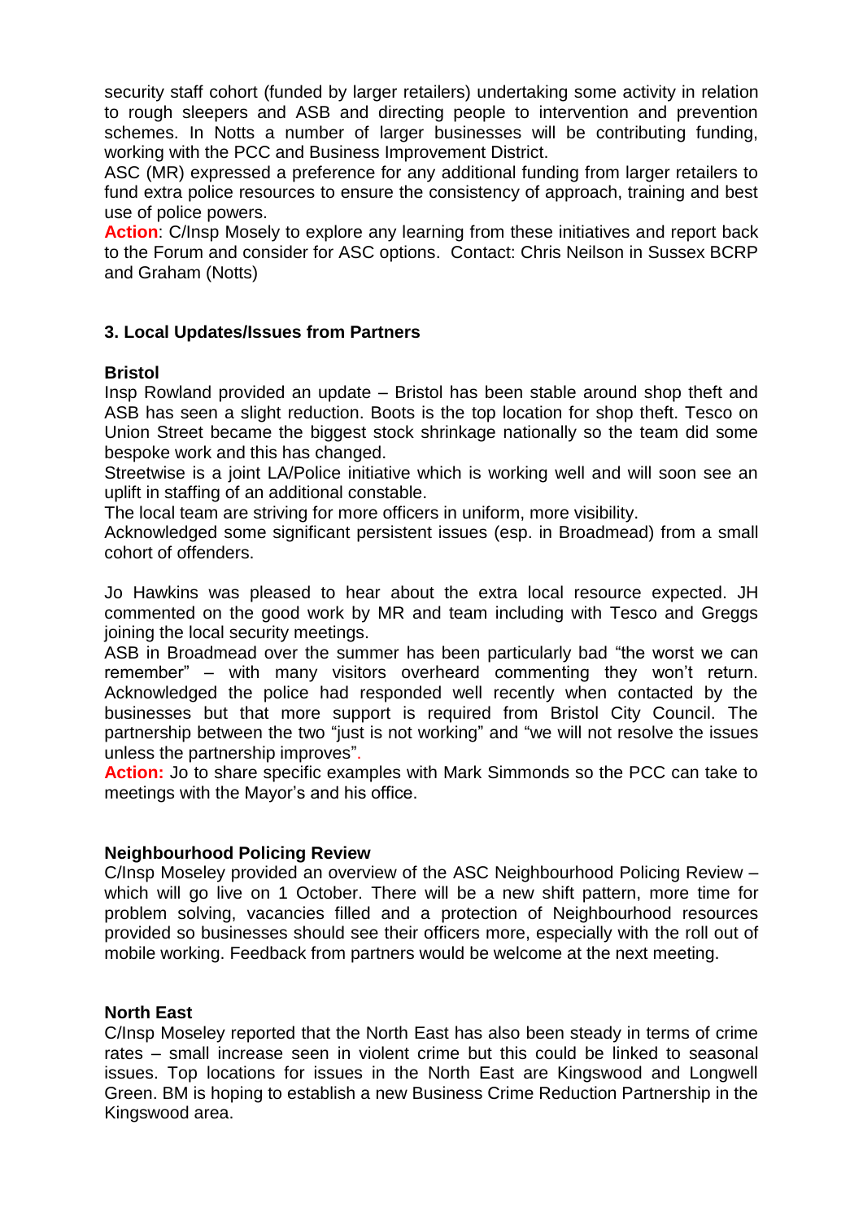security staff cohort (funded by larger retailers) undertaking some activity in relation to rough sleepers and ASB and directing people to intervention and prevention schemes. In Notts a number of larger businesses will be contributing funding, working with the PCC and Business Improvement District.

ASC (MR) expressed a preference for any additional funding from larger retailers to fund extra police resources to ensure the consistency of approach, training and best use of police powers.

**Action**: C/Insp Mosely to explore any learning from these initiatives and report back to the Forum and consider for ASC options. Contact: Chris Neilson in Sussex BCRP and Graham (Notts)

### 3. Local Updates/Issues from Partners

**Bristol**

Insp Rowland provided an update – Bristol has been stable around shop theft and ASB has seen a slight reduction. Boots is the top location for shop theft. Tesco on Union Street became the biggest stock shrinkage nationally so the team did some bespoke work and this has changed.

Streetwise is a joint LA/Police initiative which is working well and will soon see an uplift in staffing of an additional constable.

The local team are striving for more officers in uniform, more visibility.

Acknowledged some significant persistent issues (esp. in Broadmead) from a small cohort of offenders.

Jo Hawkins was pleased to hear about the extra local resource expected. JH commented on the good work by MR and team including with Tesco and Greggs joining the local security meetings.

ASB in Broadmead over the summer has been particularly bad "the worst we can remember" – with many visitors overheard commenting they won't return. Acknowledged the police had responded well recently when contacted by the businesses but that more support is required from Bristol City Council. The partnership between the two "just is not working" and "we will not resolve the issues unless the partnership improves".

**Action:** Jo to share specific examples with Mark Simmonds so the PCC can take to meetings with the Mayor's and his office.

**Neighbourhood Policing Review**

C/Insp Moseley provided an overview of the ASC Neighbourhood Policing Review – which will go live on 1 October. There will be a new shift pattern, more time for problem solving, vacancies filled and a protection of Neighbourhood resources provided so businesses should see their officers more, especially with the roll out of mobile working. Feedback from partners would be welcome at the next meeting.

**North East**

C/Insp Moseley reported that the North East has also been steady in terms of crime rates – small increase seen in violent crime but this could be linked to seasonal issues. Top locations for issues in the North East are Kingswood and Longwell Green. BM is hoping to establish a new Business Crime Reduction Partnership in the Kingswood area.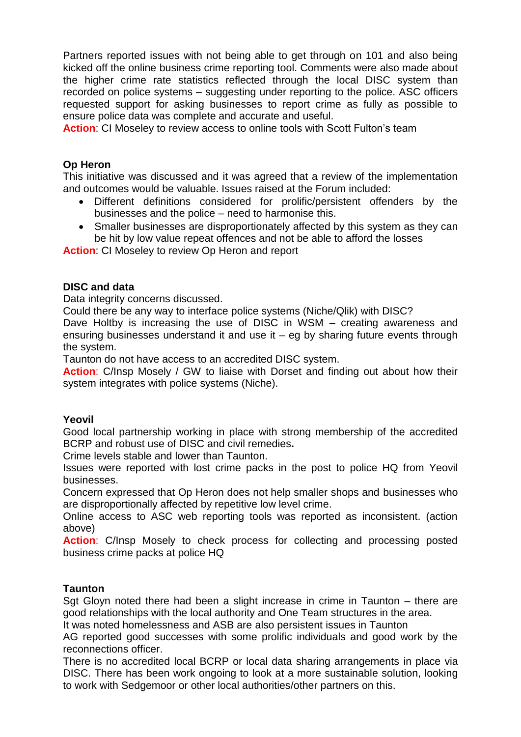Partners reported issues with not being able to get through on 101 and also being kicked off the online business crime reporting tool. Comments were also made about the higher crime rate statistics reflected through the local DISC system than recorded on police systems – suggesting under reporting to the police. ASC officers requested support for asking businesses to report crime as fully as possible to ensure police data was complete and accurate and useful.

**Action**: CI Moseley to review access to online tools with Scott Fulton's team

**Op Heron**

This initiative was discussed and it was agreed that a review of the implementation and outcomes would be valuable. Issues raised at the Forum included:

- Different definitions considered for prolific/persistent offenders by the businesses and the police – need to harmonise this.
- Smaller businesses are disproportionately affected by this system as they can be hit by low value repeat offences and not be able to afford the losses

**Action**: CI Moseley to review Op Heron and report

**DISC and data**

Data integrity concerns discussed.

Could there be any way to interface police systems (Niche/Qlik) with DISC?

Dave Holtby is increasing the use of DISC in WSM – creating awareness and ensuring businesses understand it and use it – eg by sharing future events through the system.

Taunton do not have access to an accredited DISC system.

**Action**: C/Insp Mosely / GW to liaise with Dorset and finding out about how their system integrates with police systems (Niche).

**Yeovil**

Good local partnership working in place with strong membership of the accredited BCRP and robust use of DISC and civil remedies**.**

Crime levels stable and lower than Taunton.

Issues were reported with lost crime packs in the post to police HQ from Yeovil businesses.

Concern expressed that Op Heron does not help smaller shops and businesses who are disproportionally affected by repetitive low level crime.

Online access to ASC web reporting tools was reported as inconsistent. (action above)

**Action**: C/Insp Mosely to check process for collecting and processing posted business crime packs at police HQ

**Taunton**

Sgt Gloyn noted there had been a slight increase in crime in Taunton – there are good relationships with the local authority and One Team structures in the area.

It was noted homelessness and ASB are also persistent issues in Taunton

AG reported good successes with some prolific individuals and good work by the reconnections officer.

There is no accredited local BCRP or local data sharing arrangements in place via DISC. There has been work ongoing to look at a more sustainable solution, looking to work with Sedgemoor or other local authorities/other partners on this.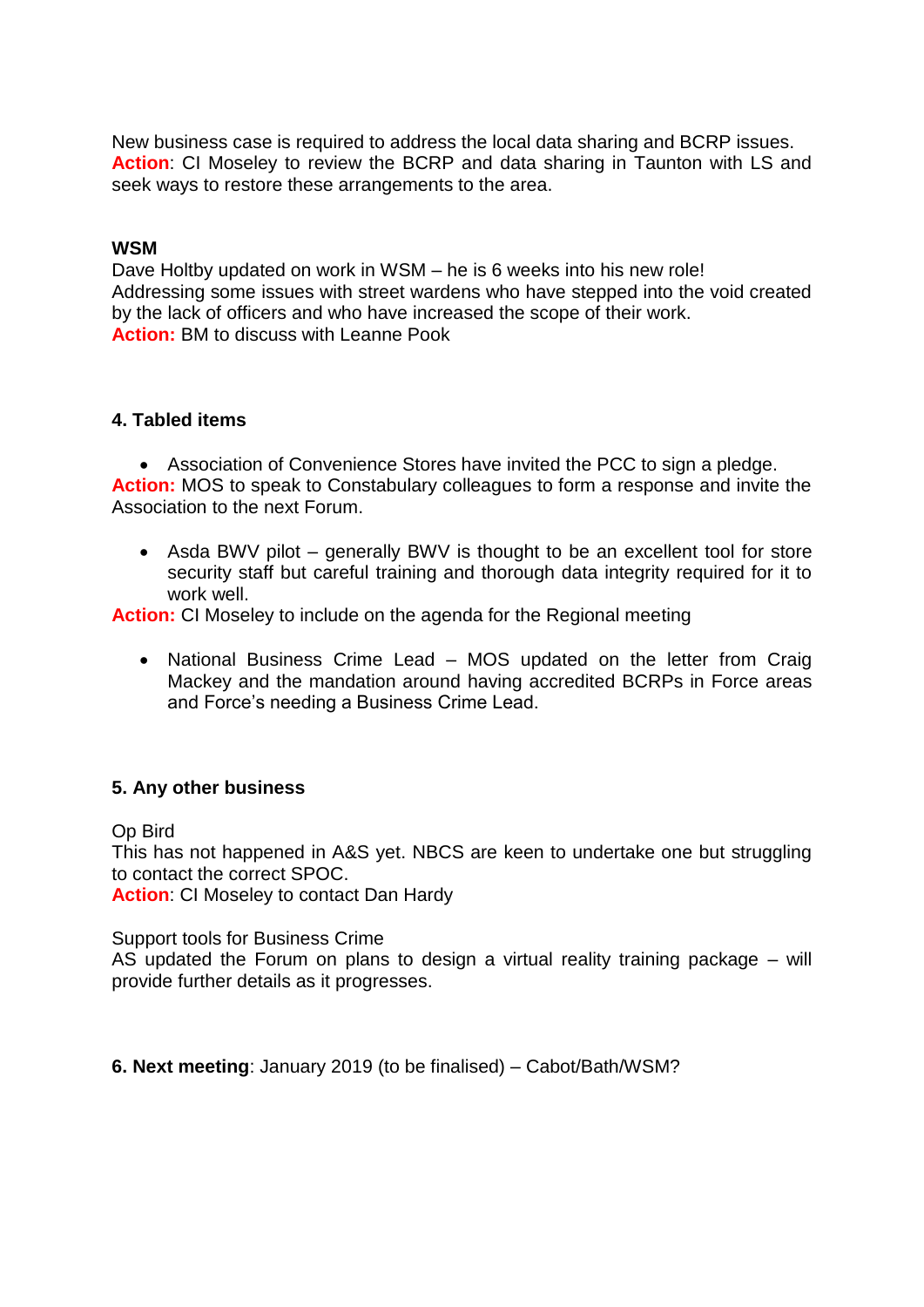New business case is required to address the local data sharing and BCRP issues.
**Action**: CI Moseley to review the BCRP and data sharing in Taunton with LS and seek ways to restore these arrangements to the area.

**WSM**
Dave Holtby updated on work in WSM – he is 6 weeks into his new role!
Addressing some issues with street wardens who have stepped into the void created by the lack of officers and who have increased the scope of their work.
**Action:** BM to discuss with Leanne Pook

## 4. Tabled items

- Association of Convenience Stores have invited the PCC to sign a pledge.

**Action:** MOS to speak to Constabulary colleagues to form a response and invite the Association to the next Forum.

- Asda BWV pilot – generally BWV is thought to be an excellent tool for store security staff but careful training and thorough data integrity required for it to work well.

**Action:** CI Moseley to include on the agenda for the Regional meeting

- National Business Crime Lead – MOS updated on the letter from Craig Mackey and the mandation around having accredited BCRPs in Force areas and Force's needing a Business Crime Lead.

## 5. Any other business

Op Bird
This has not happened in A&S yet. NBCS are keen to undertake one but struggling to contact the correct SPOC.
**Action**: CI Moseley to contact Dan Hardy

Support tools for Business Crime
AS updated the Forum on plans to design a virtual reality training package – will provide further details as it progresses.

**6. Next meeting**: January 2019 (to be finalised) – Cabot/Bath/WSM?